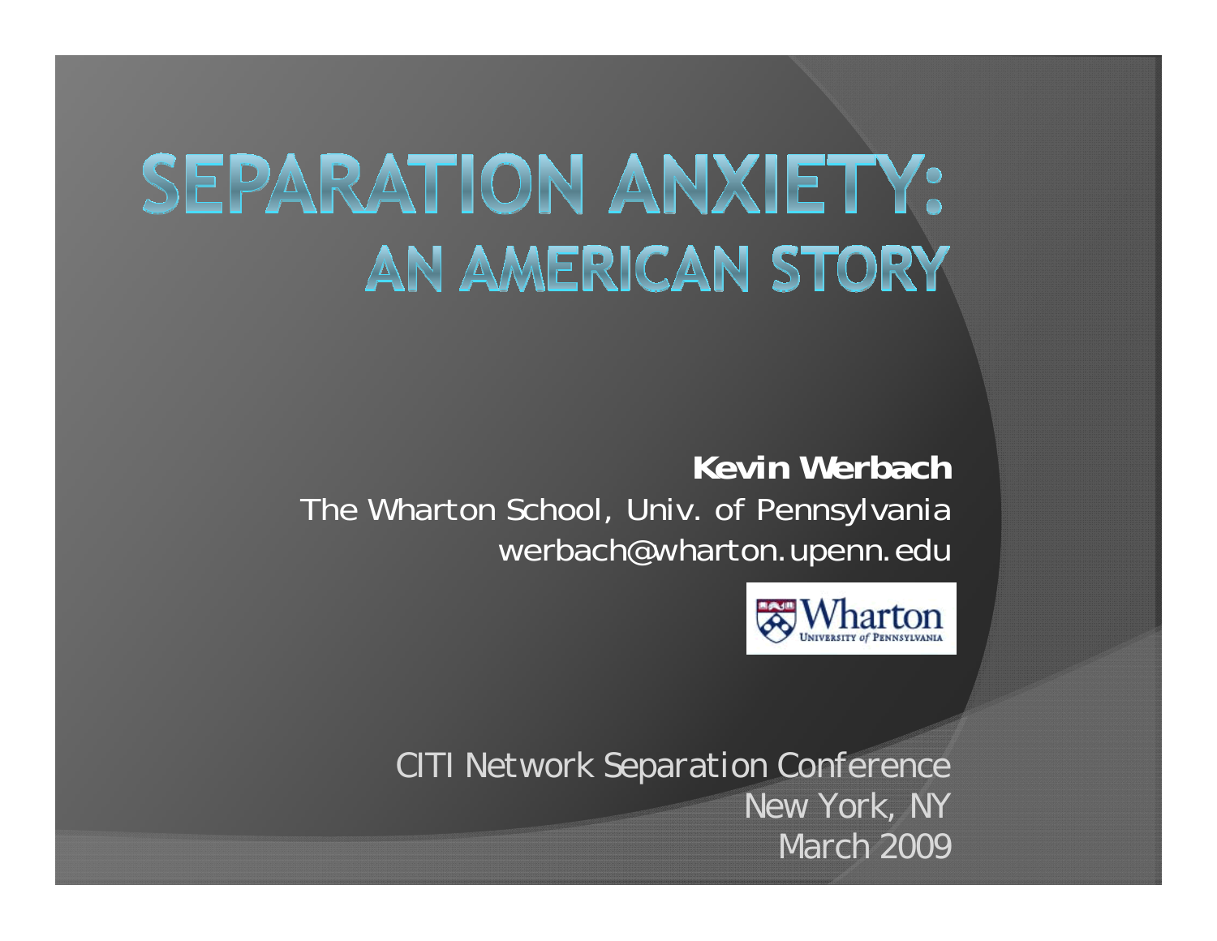# SEPARATION ANXIETY:
## AN AMERICAN STORY

**Kevin Werbach**
The Wharton School, Univ. of Pennsylvania
werbach@wharton.upenn.edu

CITI Network Separation Conference
New York, NY
March 2009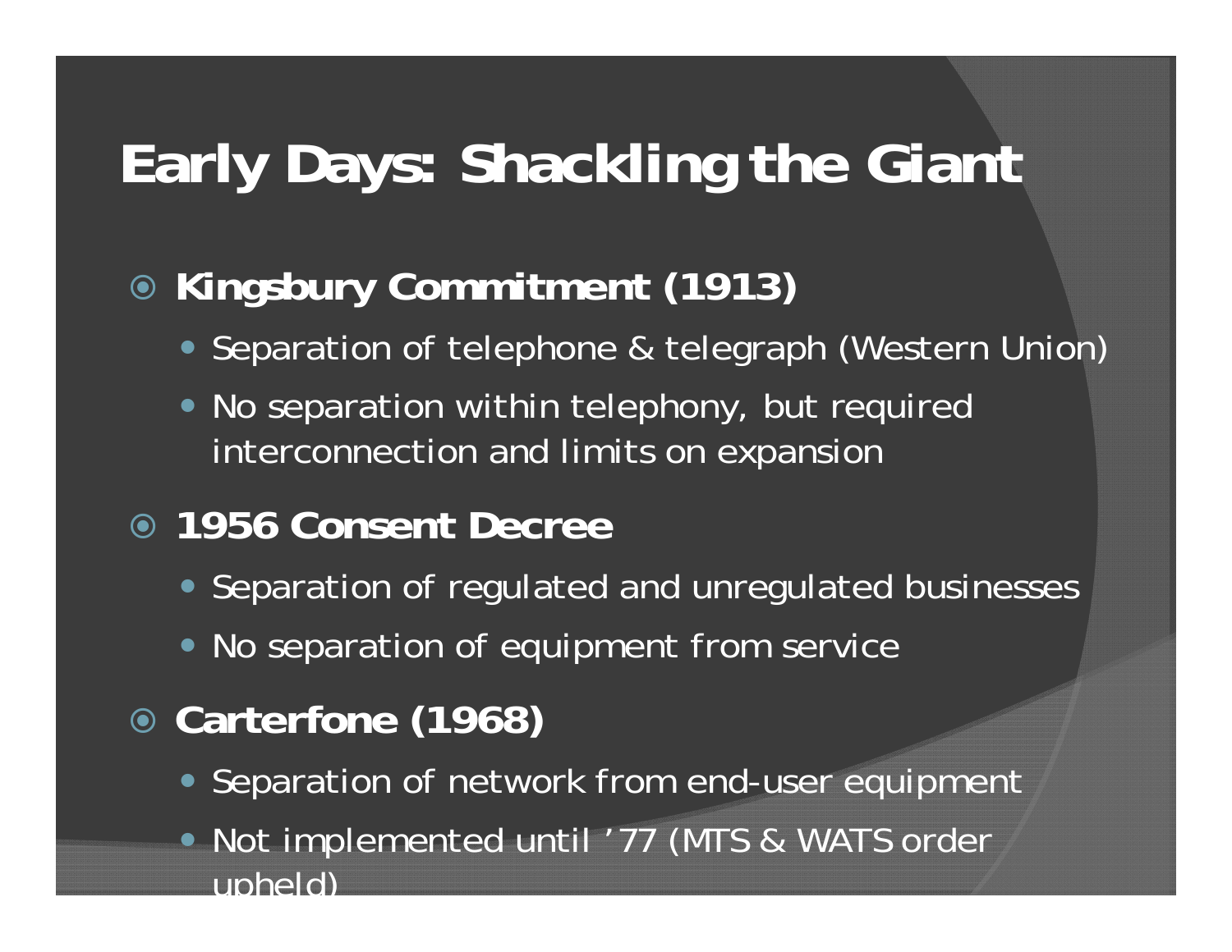# Early Days: Shackling the Giant

- **Kingsbury Commitment (1913)**
  - Separation of telephone & telegraph (Western Union)
  - No separation within telephony, but required interconnection and limits on expansion
- **1956 Consent Decree**
  - Separation of regulated and unregulated businesses
  - No separation of equipment from service
- **Carterfone (1968)**
  - Separation of network from end-user equipment
  - Not implemented until ’77 (MTS & WATS order upheld)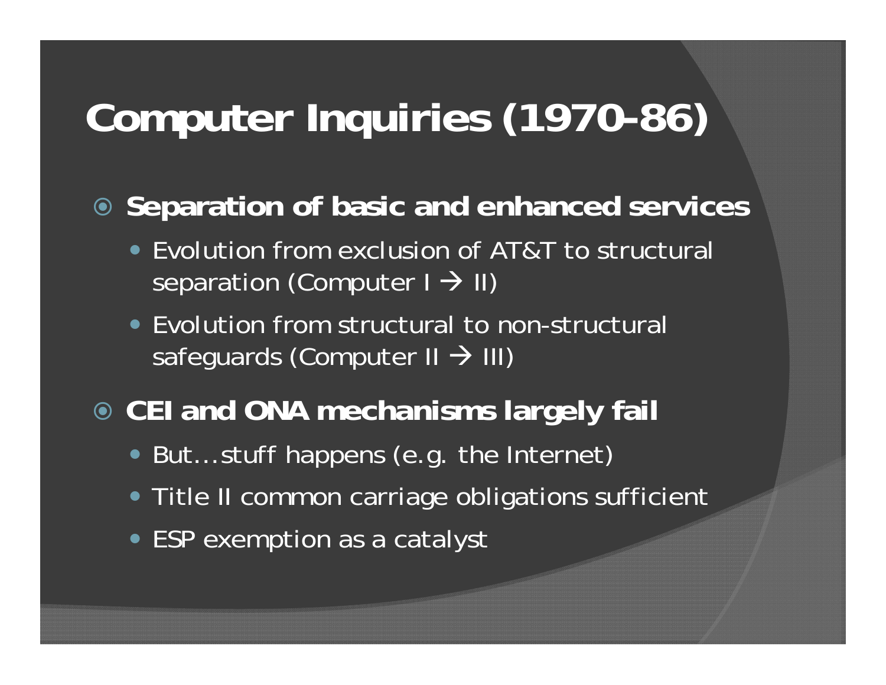# Computer Inquiries (1970-86)

- **Separation of basic and enhanced services**
  - Evolution from exclusion of AT&T to structural separation (Computer I → II)
  - Evolution from structural to non-structural safeguards (Computer II → III)
- **CEI and ONA mechanisms largely fail**
  - But…stuff happens (e.g. the Internet)
  - Title II common carriage obligations sufficient
  - ESP exemption as a catalyst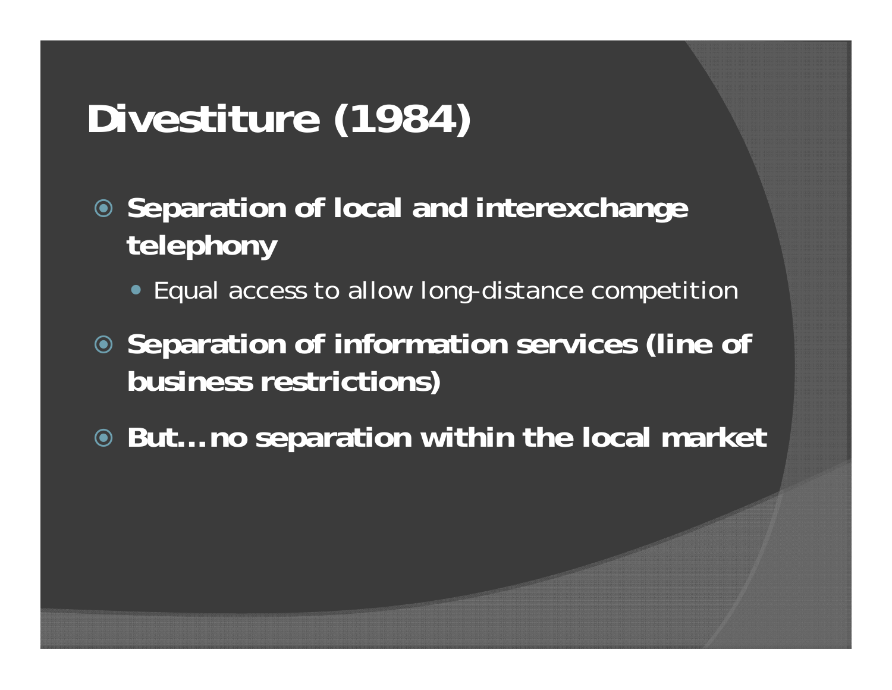# Divestiture (1984)

- **Separation of local and interexchange telephony**
  - Equal access to allow long-distance competition
- **Separation of information services (line of business restrictions)**
- **But…no separation within the local market**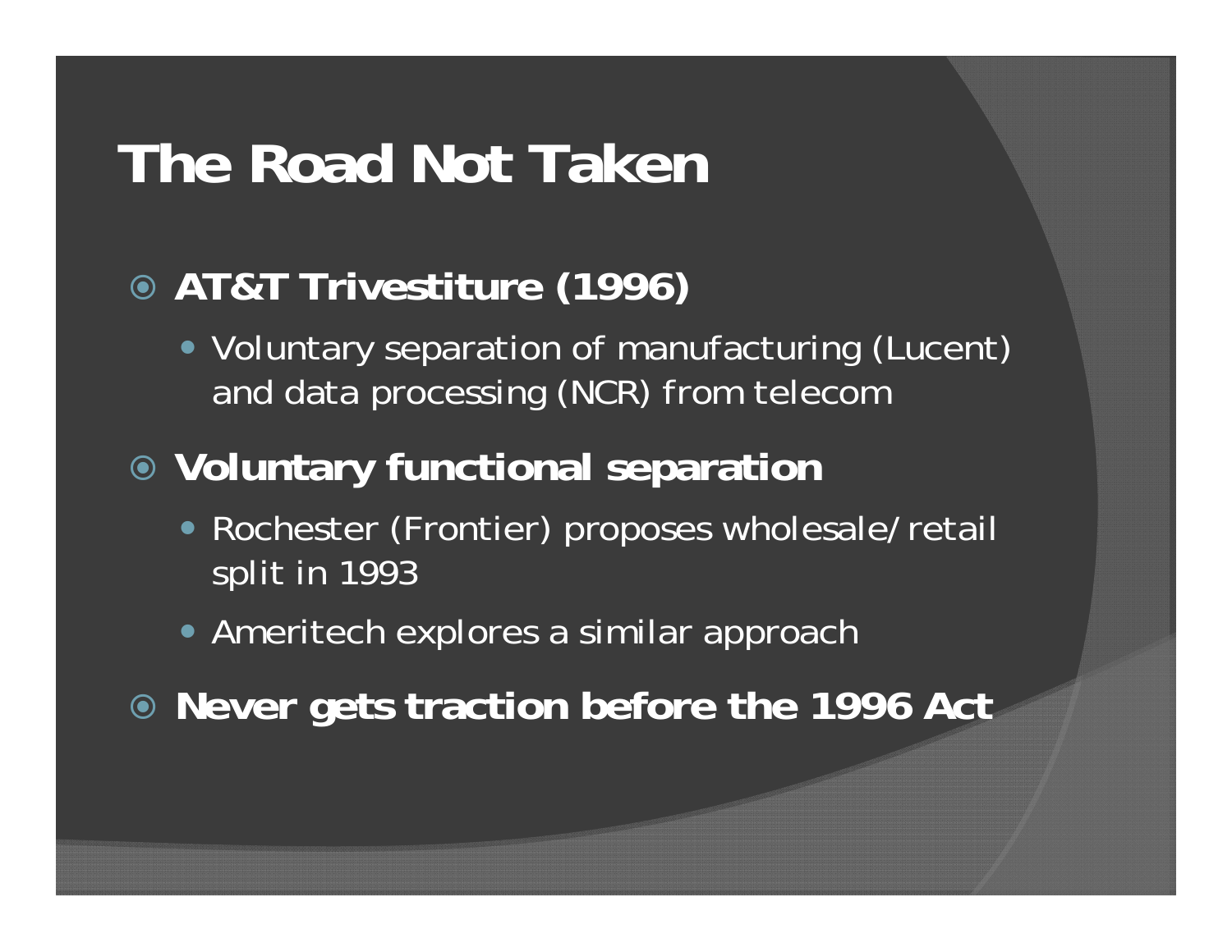# The Road Not Taken

- **AT&T Trivestiture (1996)**
  - Voluntary separation of manufacturing (Lucent) and data processing (NCR) from telecom
- **Voluntary functional separation**
  - Rochester (Frontier) proposes wholesale/retail split in 1993
  - Ameritech explores a similar approach
- **Never gets traction before the 1996 Act**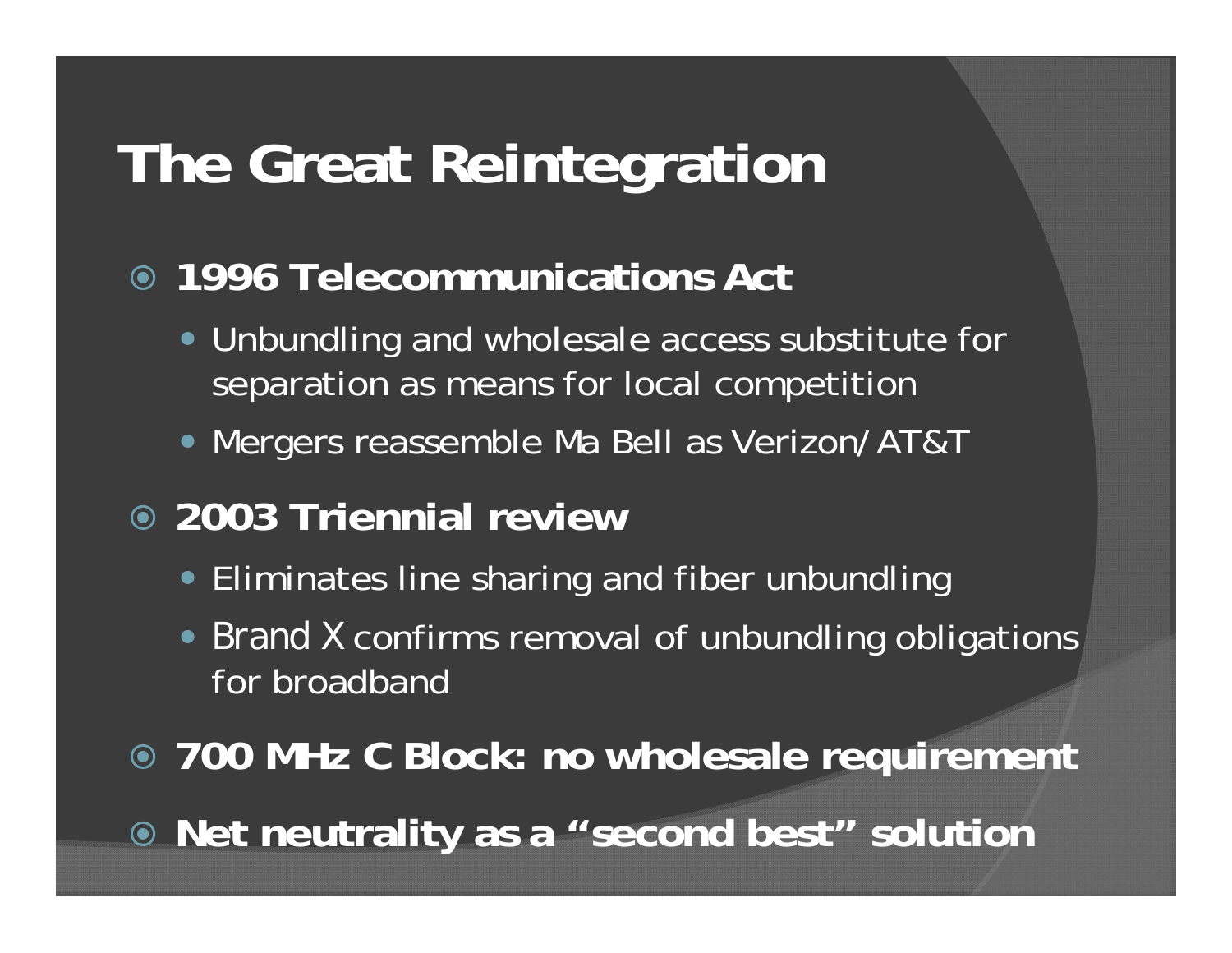# The Great Reintegration

- **1996 Telecommunications Act**
  - Unbundling and wholesale access substitute for separation as means for local competition
  - Mergers reassemble Ma Bell as Verizon/AT&T
- **2003 Triennial review**
  - Eliminates line sharing and fiber unbundling
  - Brand X confirms removal of unbundling obligations for broadband
- **700 MHz C Block: no wholesale requirement**
- **Net neutrality as a "second best" solution**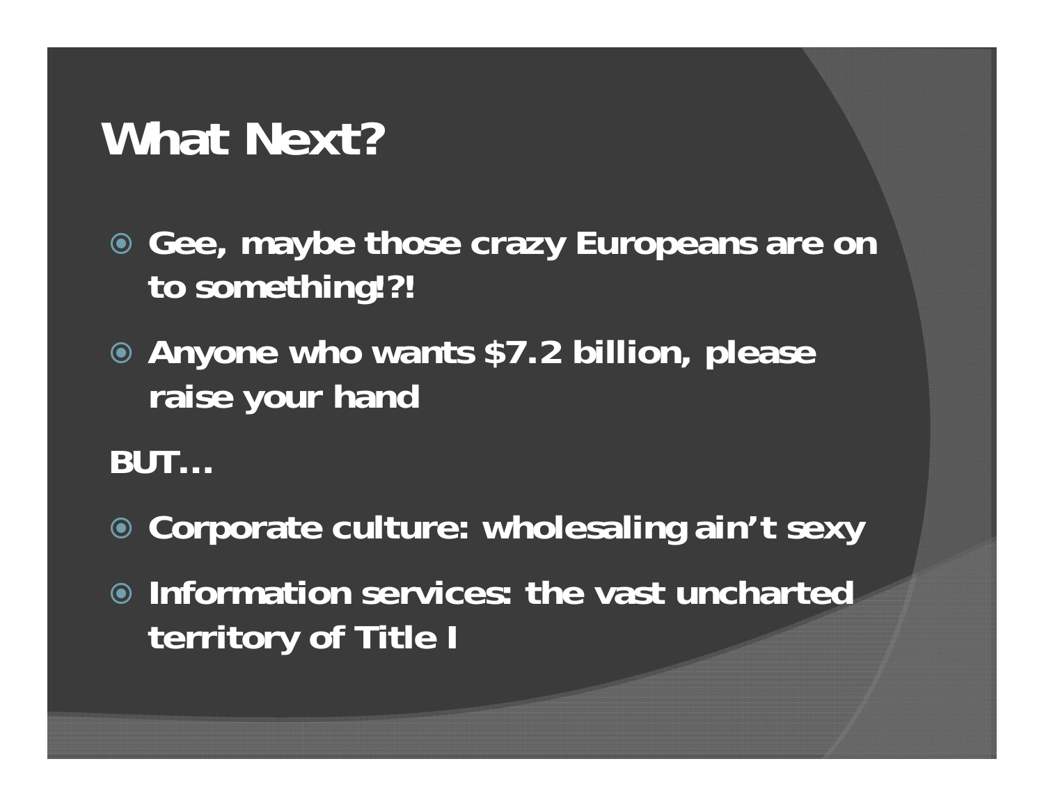# What Next?

- Gee, maybe those crazy Europeans are on to something!?!
- Anyone who wants $7.2 billion, please raise your hand

**BUT…**

- Corporate culture: wholesaling ain't sexy
- Information services: the vast uncharted territory of Title I